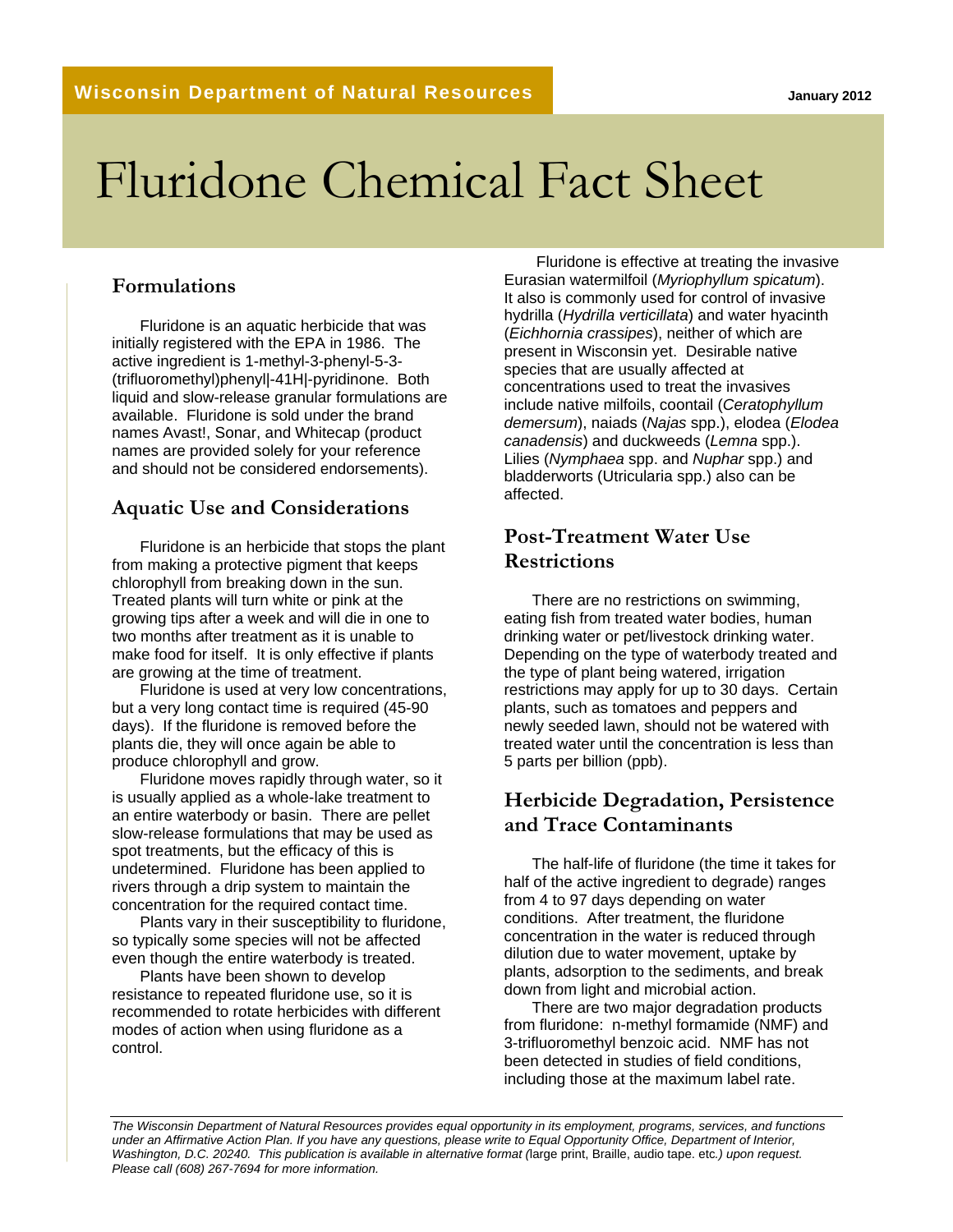Wisconsin Department of Natural Resources

January 2012

# Fluridone Chemical Fact Sheet

## Formulations

Fluridone is an aquatic herbicide that was initially registered with the EPA in 1986. The active ingredient is 1-methyl-3-phenyl-5-3-(trifluoromethyl)phenyl|-41H|-pyridinone. Both liquid and slow-release granular formulations are available. Fluridone is sold under the brand names Avast!, Sonar, and Whitecap (product names are provided solely for your reference and should not be considered endorsements).

## Aquatic Use and Considerations

Fluridone is an herbicide that stops the plant from making a protective pigment that keeps chlorophyll from breaking down in the sun. Treated plants will turn white or pink at the growing tips after a week and will die in one to two months after treatment as it is unable to make food for itself. It is only effective if plants are growing at the time of treatment.

Fluridone is used at very low concentrations, but a very long contact time is required (45-90 days). If the fluridone is removed before the plants die, they will once again be able to produce chlorophyll and grow.

Fluridone moves rapidly through water, so it is usually applied as a whole-lake treatment to an entire waterbody or basin. There are pellet slow-release formulations that may be used as spot treatments, but the efficacy of this is undetermined. Fluridone has been applied to rivers through a drip system to maintain the concentration for the required contact time.

Plants vary in their susceptibility to fluridone, so typically some species will not be affected even though the entire waterbody is treated.

Plants have been shown to develop resistance to repeated fluridone use, so it is recommended to rotate herbicides with different modes of action when using fluridone as a control.

Fluridone is effective at treating the invasive Eurasian watermilfoil (*Myriophyllum spicatum*). It also is commonly used for control of invasive hydrilla (*Hydrilla verticillata*) and water hyacinth (*Eichhornia crassipes*), neither of which are present in Wisconsin yet. Desirable native species that are usually affected at concentrations used to treat the invasives include native milfoils, coontail (*Ceratophyllum demersum*), naiads (*Najas* spp.), elodea (*Elodea canadensis*) and duckweeds (*Lemna* spp.). Lilies (*Nymphaea* spp. and *Nuphar* spp.) and bladderworts (Utricularia spp.) also can be affected.

## Post-Treatment Water Use Restrictions

There are no restrictions on swimming, eating fish from treated water bodies, human drinking water or pet/livestock drinking water. Depending on the type of waterbody treated and the type of plant being watered, irrigation restrictions may apply for up to 30 days. Certain plants, such as tomatoes and peppers and newly seeded lawn, should not be watered with treated water until the concentration is less than 5 parts per billion (ppb).

## Herbicide Degradation, Persistence and Trace Contaminants

The half-life of fluridone (the time it takes for half of the active ingredient to degrade) ranges from 4 to 97 days depending on water conditions. After treatment, the fluridone concentration in the water is reduced through dilution due to water movement, uptake by plants, adsorption to the sediments, and break down from light and microbial action.

There are two major degradation products from fluridone: n-methyl formamide (NMF) and 3-trifluoromethyl benzoic acid. NMF has not been detected in studies of field conditions, including those at the maximum label rate.

*The Wisconsin Department of Natural Resources provides equal opportunity in its employment, programs, services, and functions under an Affirmative Action Plan. If you have any questions, please write to Equal Opportunity Office, Department of Interior, Washington, D.C. 20240. This publication is available in alternative format (*large print, Braille, audio tape. etc.*) upon request. Please call (608) 267-7694 for more information.*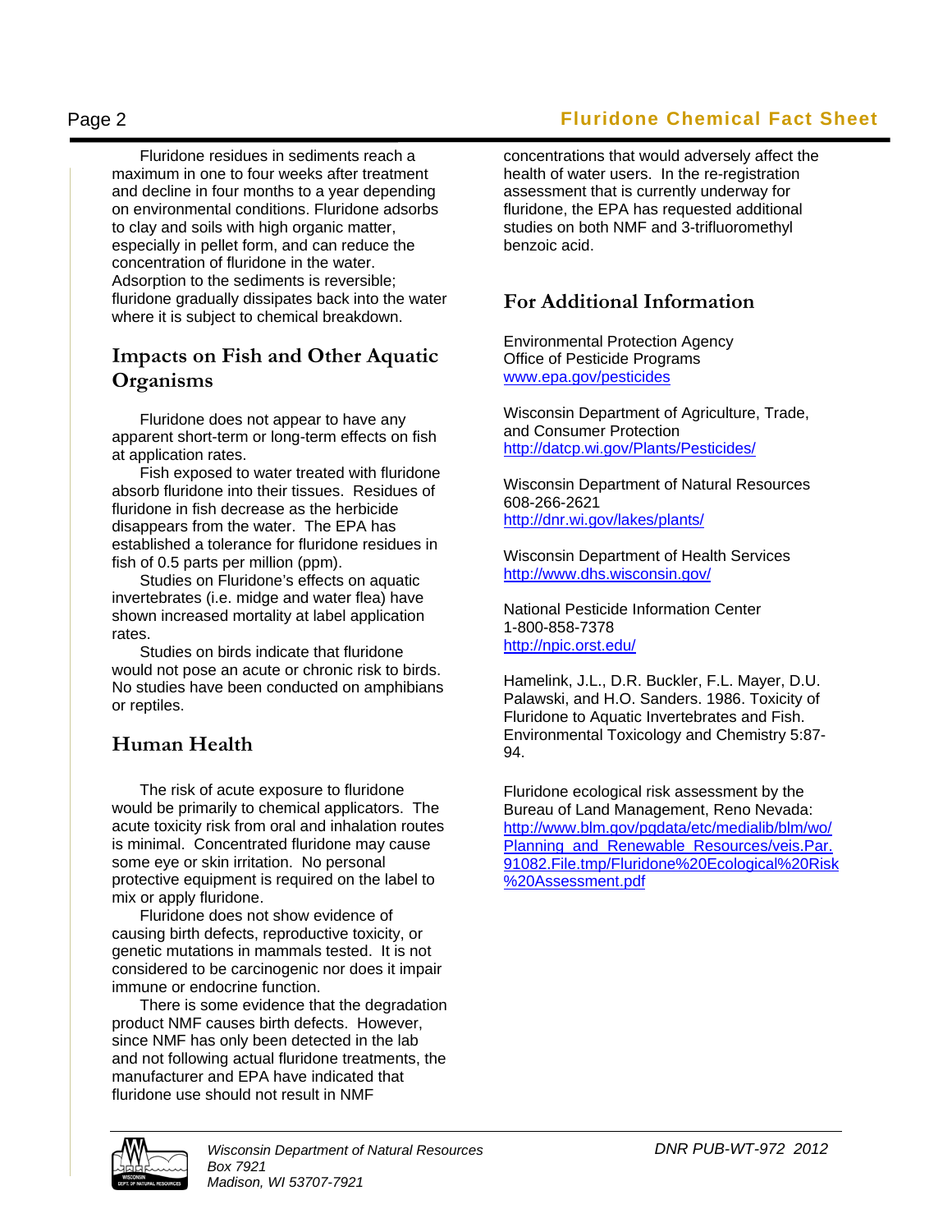Fluridone residues in sediments reach a maximum in one to four weeks after treatment and decline in four months to a year depending on environmental conditions. Fluridone adsorbs to clay and soils with high organic matter, especially in pellet form, and can reduce the concentration of fluridone in the water. Adsorption to the sediments is reversible; fluridone gradually dissipates back into the water where it is subject to chemical breakdown.

## Impacts on Fish and Other Aquatic Organisms

Fluridone does not appear to have any apparent short-term or long-term effects on fish at application rates.

Fish exposed to water treated with fluridone absorb fluridone into their tissues. Residues of fluridone in fish decrease as the herbicide disappears from the water. The EPA has established a tolerance for fluridone residues in fish of 0.5 parts per million (ppm).

Studies on Fluridone's effects on aquatic invertebrates (i.e. midge and water flea) have shown increased mortality at label application rates.

Studies on birds indicate that fluridone would not pose an acute or chronic risk to birds. No studies have been conducted on amphibians or reptiles.

## Human Health

The risk of acute exposure to fluridone would be primarily to chemical applicators. The acute toxicity risk from oral and inhalation routes is minimal. Concentrated fluridone may cause some eye or skin irritation. No personal protective equipment is required on the label to mix or apply fluridone.

Fluridone does not show evidence of causing birth defects, reproductive toxicity, or genetic mutations in mammals tested. It is not considered to be carcinogenic nor does it impair immune or endocrine function.

There is some evidence that the degradation product NMF causes birth defects. However, since NMF has only been detected in the lab and not following actual fluridone treatments, the manufacturer and EPA have indicated that fluridone use should not result in NMF concentrations that would adversely affect the health of water users. In the re-registration assessment that is currently underway for fluridone, the EPA has requested additional studies on both NMF and 3-trifluoromethyl benzoic acid.

## For Additional Information

Environmental Protection Agency
Office of Pesticide Programs
www.epa.gov/pesticides

Wisconsin Department of Agriculture, Trade, and Consumer Protection
http://datcp.wi.gov/Plants/Pesticides/

Wisconsin Department of Natural Resources
608-266-2621
http://dnr.wi.gov/lakes/plants/

Wisconsin Department of Health Services
http://www.dhs.wisconsin.gov/

National Pesticide Information Center
1-800-858-7378
http://npic.orst.edu/

Hamelink, J.L., D.R. Buckler, F.L. Mayer, D.U. Palawski, and H.O. Sanders. 1986. Toxicity of Fluridone to Aquatic Invertebrates and Fish. Environmental Toxicology and Chemistry 5:87-94.

Fluridone ecological risk assessment by the Bureau of Land Management, Reno Nevada:
http://www.blm.gov/pgdata/etc/medialib/blm/wo/Planning_and_Renewable_Resources/veis.Par.91082.File.tmp/Fluridone%20Ecological%20Risk%20Assessment.pdf

*Wisconsin Department of Natural Resources*
*Box 7921*
*Madison, WI 53707-7921*

*DNR PUB-WT-972 2012*